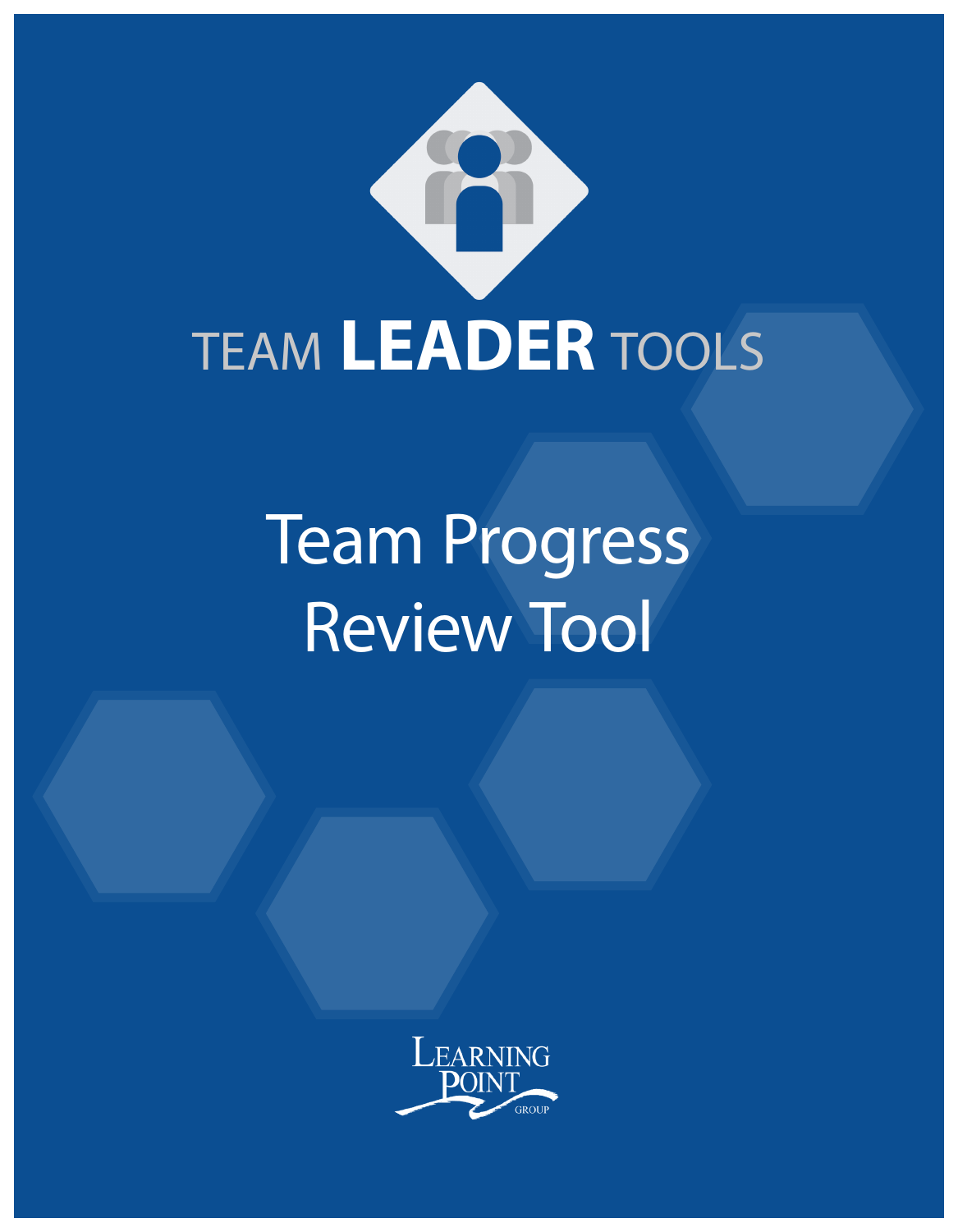TEAM **LEADER** TOOLS

# Team Progress Review Tool

Learning Point Group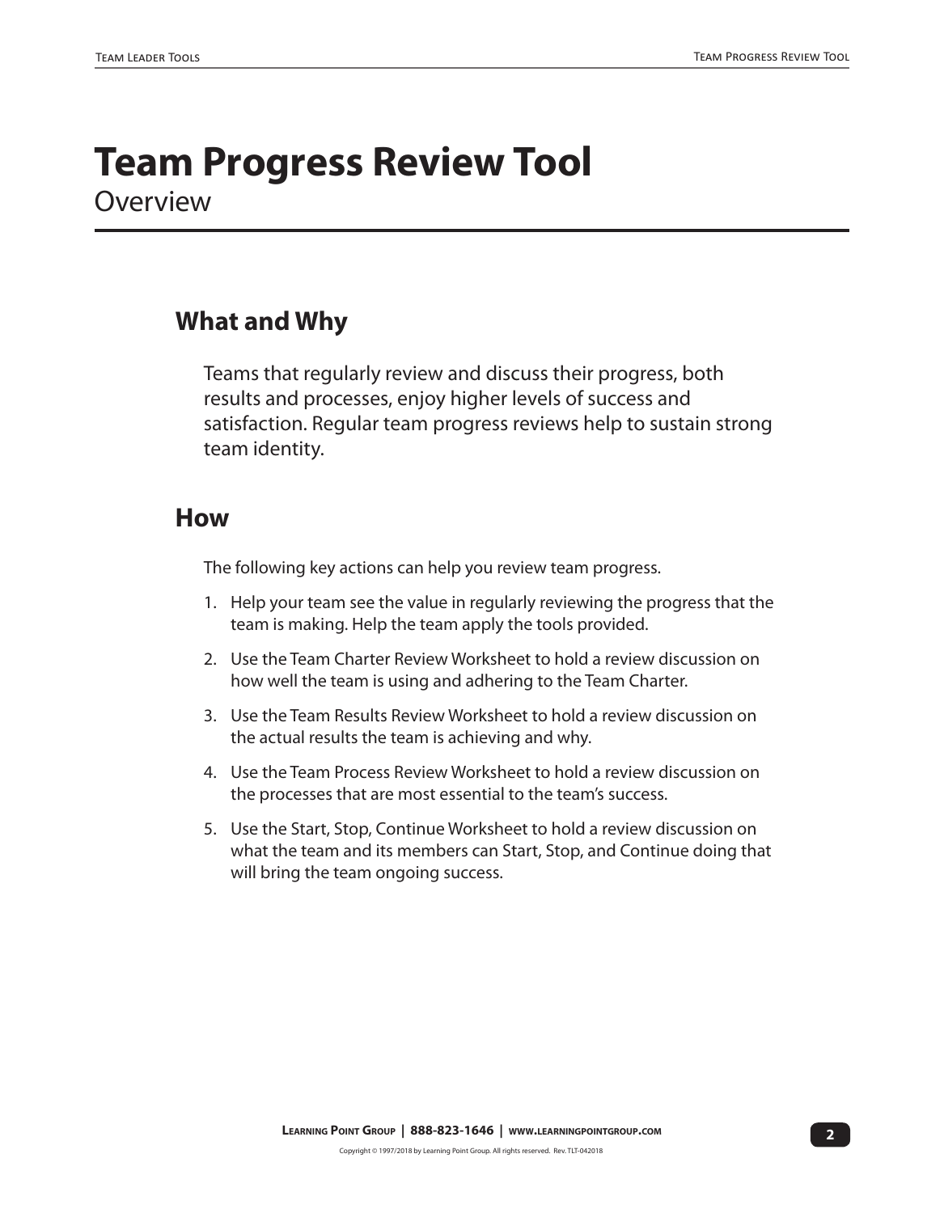# Team Progress Review Tool

Overview

## What and Why

Teams that regularly review and discuss their progress, both results and processes, enjoy higher levels of success and satisfaction. Regular team progress reviews help to sustain strong team identity.

## How

The following key actions can help you review team progress.

1. Help your team see the value in regularly reviewing the progress that the team is making. Help the team apply the tools provided.
2. Use the Team Charter Review Worksheet to hold a review discussion on how well the team is using and adhering to the Team Charter.
3. Use the Team Results Review Worksheet to hold a review discussion on the actual results the team is achieving and why.
4. Use the Team Process Review Worksheet to hold a review discussion on the processes that are most essential to the team's success.
5. Use the Start, Stop, Continue Worksheet to hold a review discussion on what the team and its members can Start, Stop, and Continue doing that will bring the team ongoing success.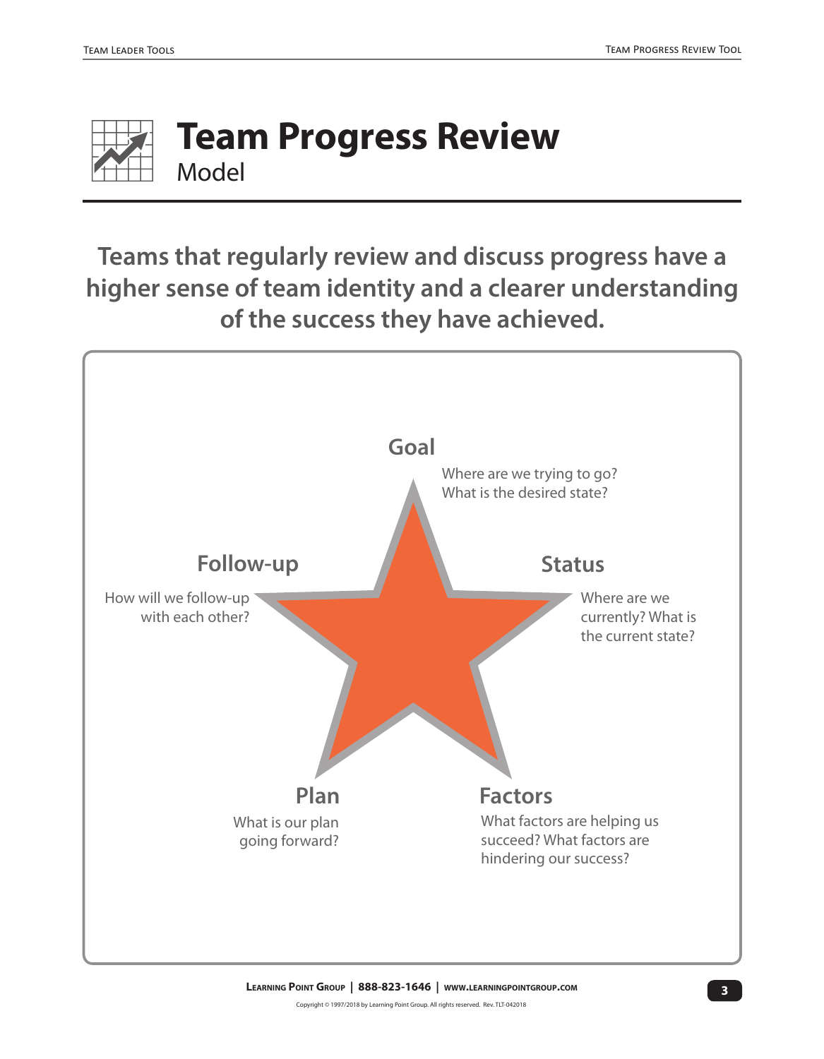# Team Progress Review

Model

**Teams that regularly review and discuss progress have a higher sense of team identity and a clearer understanding of the success they have achieved.**

### Goal

Where are we trying to go? What is the desired state?

### Status

Where are we currently? What is the current state?

### Factors

What factors are helping us succeed? What factors are hindering our success?

### Plan

What is our plan going forward?

### Follow-up

How will we follow-up with each other?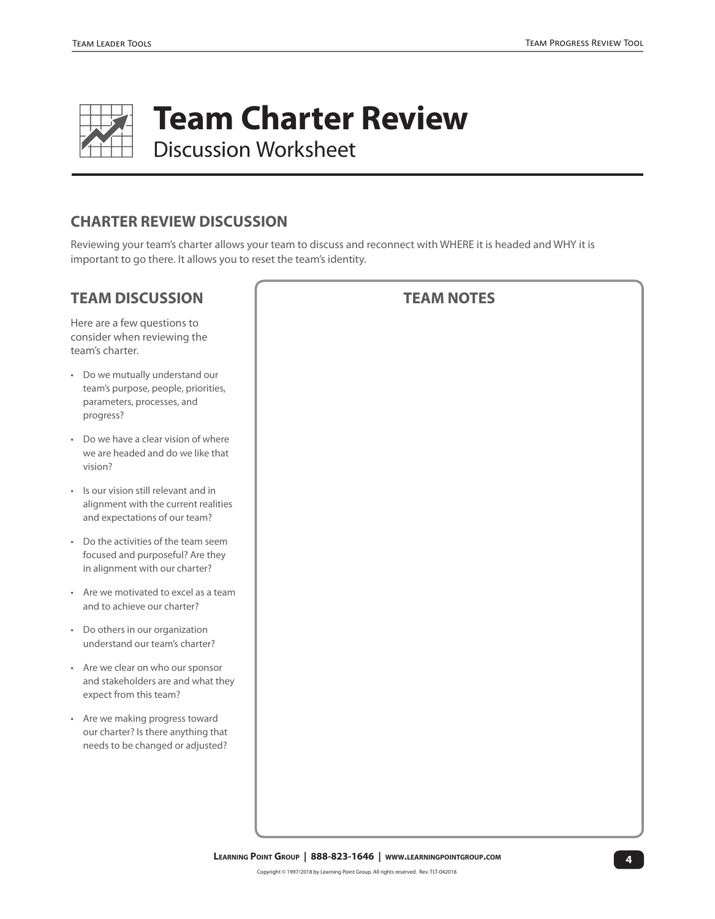# Team Charter Review

Discussion Worksheet

## CHARTER REVIEW DISCUSSION

Reviewing your team's charter allows your team to discuss and reconnect with WHERE it is headed and WHY it is important to go there. It allows you to reset the team's identity.

## TEAM DISCUSSION

Here are a few questions to consider when reviewing the team's charter.

- Do we mutually understand our team's purpose, people, priorities, parameters, processes, and progress?
- Do we have a clear vision of where we are headed and do we like that vision?
- Is our vision still relevant and in alignment with the current realities and expectations of our team?
- Do the activities of the team seem focused and purposeful? Are they in alignment with our charter?
- Are we motivated to excel as a team and to achieve our charter?
- Do others in our organization understand our team's charter?
- Are we clear on who our sponsor and stakeholders are and what they expect from this team?
- Are we making progress toward our charter? Is there anything that needs to be changed or adjusted?

## TEAM NOTES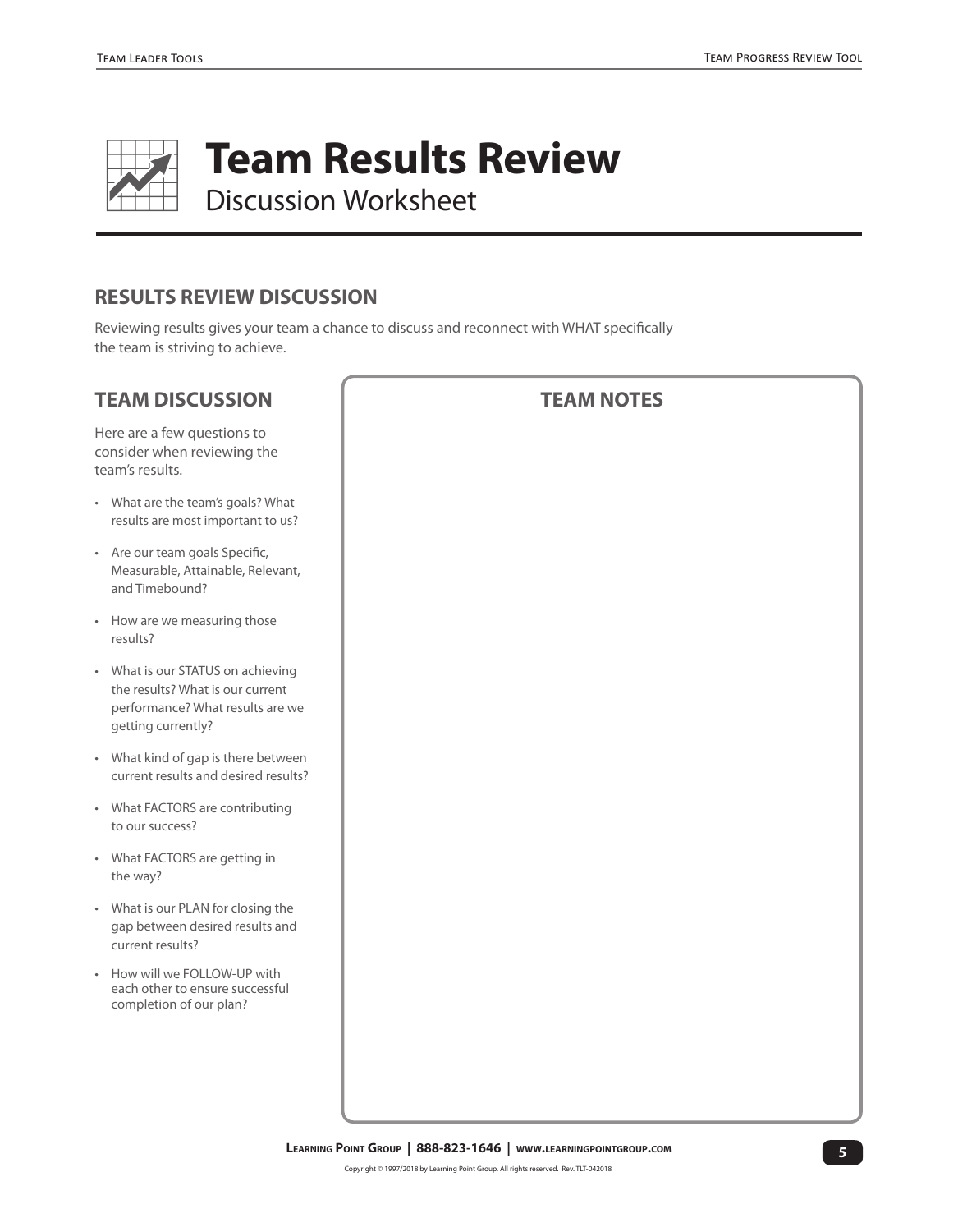# Team Results Review

Discussion Worksheet

## RESULTS REVIEW DISCUSSION

Reviewing results gives your team a chance to discuss and reconnect with WHAT specifically the team is striving to achieve.

## TEAM DISCUSSION

Here are a few questions to consider when reviewing the team's results.

- What are the team's goals? What results are most important to us?
- Are our team goals Specific, Measurable, Attainable, Relevant, and Timebound?
- How are we measuring those results?
- What is our STATUS on achieving the results? What is our current performance? What results are we getting currently?
- What kind of gap is there between current results and desired results?
- What FACTORS are contributing to our success?
- What FACTORS are getting in the way?
- What is our PLAN for closing the gap between desired results and current results?
- How will we FOLLOW-UP with each other to ensure successful completion of our plan?

## TEAM NOTES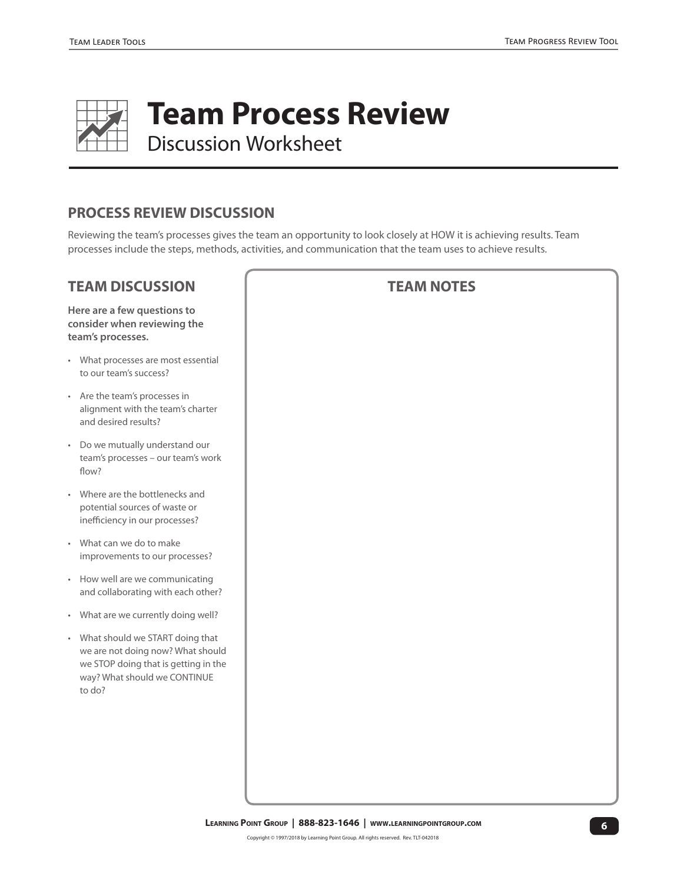# Team Process Review

Discussion Worksheet

## PROCESS REVIEW DISCUSSION

Reviewing the team's processes gives the team an opportunity to look closely at HOW it is achieving results. Team processes include the steps, methods, activities, and communication that the team uses to achieve results.

## TEAM DISCUSSION

**Here are a few questions to consider when reviewing the team's processes.**

- What processes are most essential to our team's success?
- Are the team's processes in alignment with the team's charter and desired results?
- Do we mutually understand our team's processes – our team's work flow?
- Where are the bottlenecks and potential sources of waste or inefficiency in our processes?
- What can we do to make improvements to our processes?
- How well are we communicating and collaborating with each other?
- What are we currently doing well?
- What should we START doing that we are not doing now? What should we STOP doing that is getting in the way? What should we CONTINUE to do?

## TEAM NOTES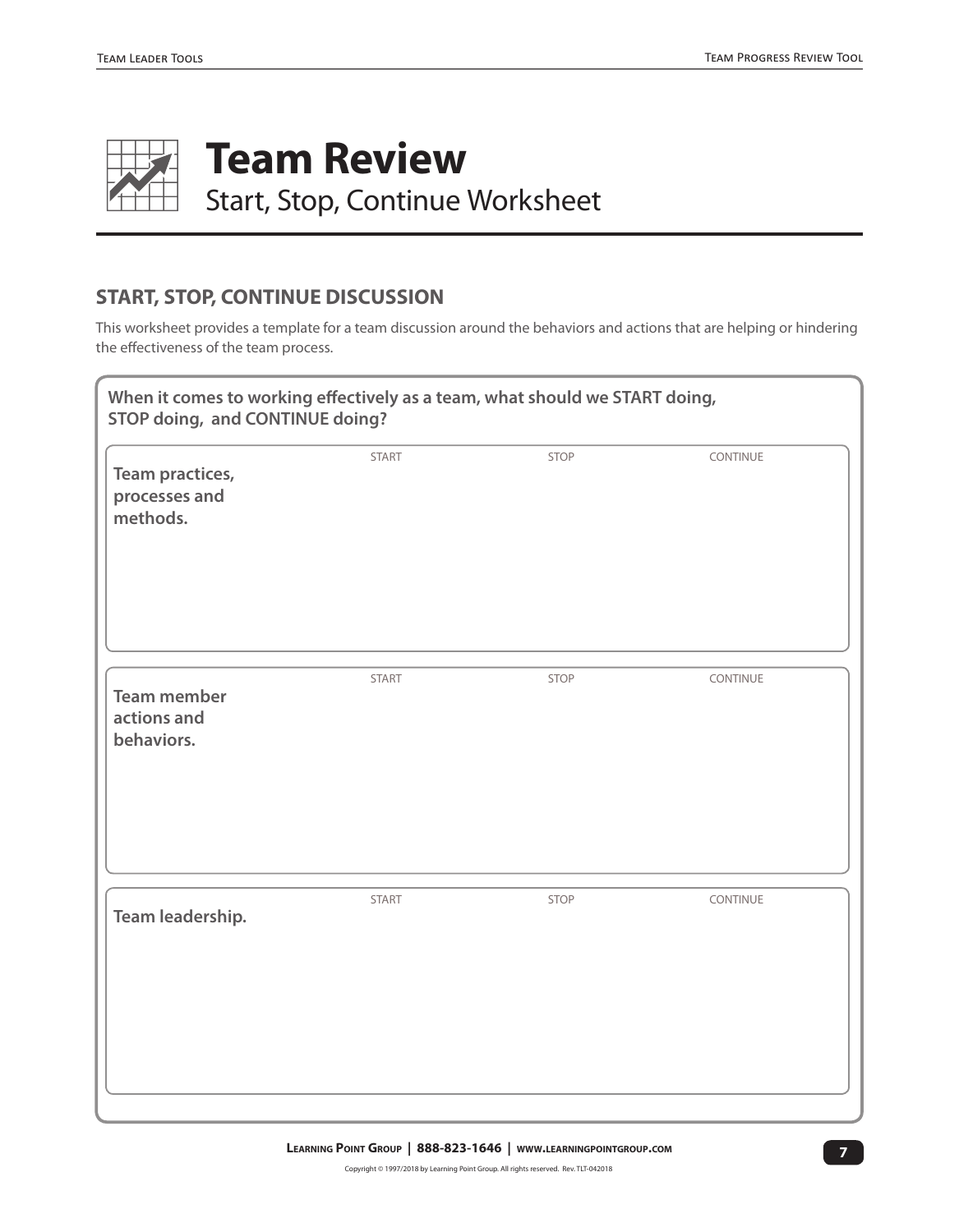# Team Review

## Start, Stop, Continue Worksheet

### START, STOP, CONTINUE DISCUSSION

This worksheet provides a template for a team discussion around the behaviors and actions that are helping or hindering the effectiveness of the team process.

**When it comes to working effectively as a team, what should we START doing, STOP doing, and CONTINUE doing?**

| | START | STOP | CONTINUE |
|---|---|---|---|
| **Team practices, processes and methods.** | | | |

| | START | STOP | CONTINUE |
|---|---|---|---|
| **Team member actions and behaviors.** | | | |

| | START | STOP | CONTINUE |
|---|---|---|---|
| **Team leadership.** | | | |

**Learning Point Group | 888-823-1646 | www.learningpointgroup.com**

Copyright © 1997/2018 by Learning Point Group. All rights reserved. Rev. TLT-042018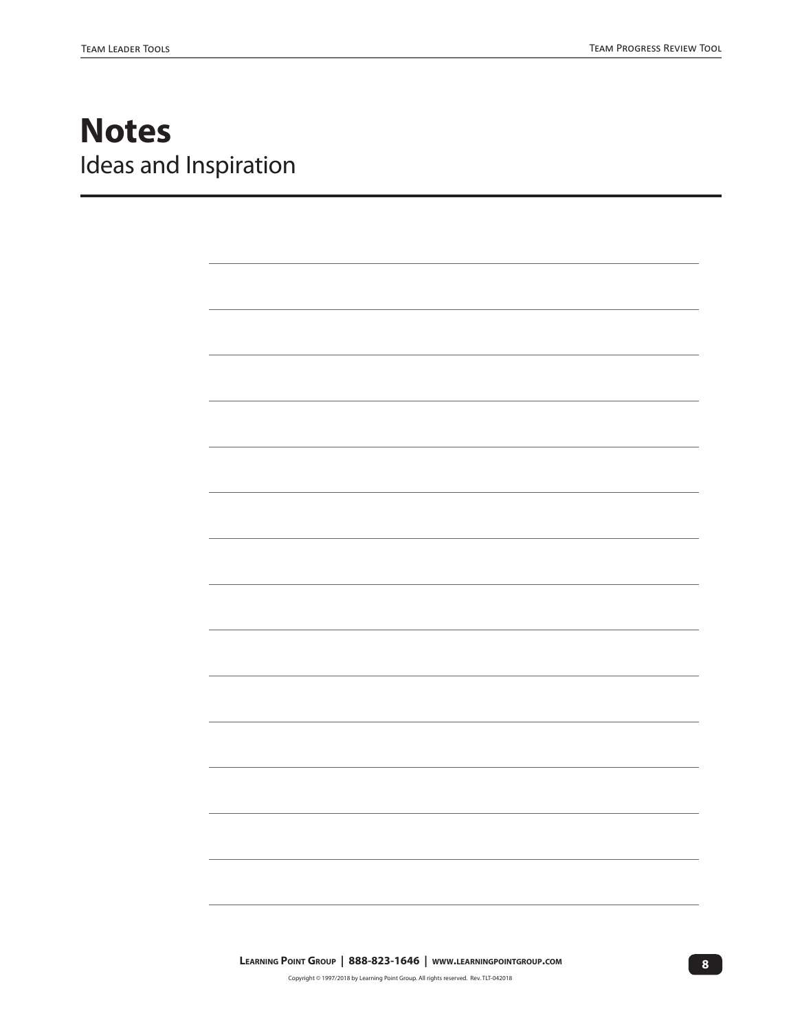# Notes

Ideas and Inspiration